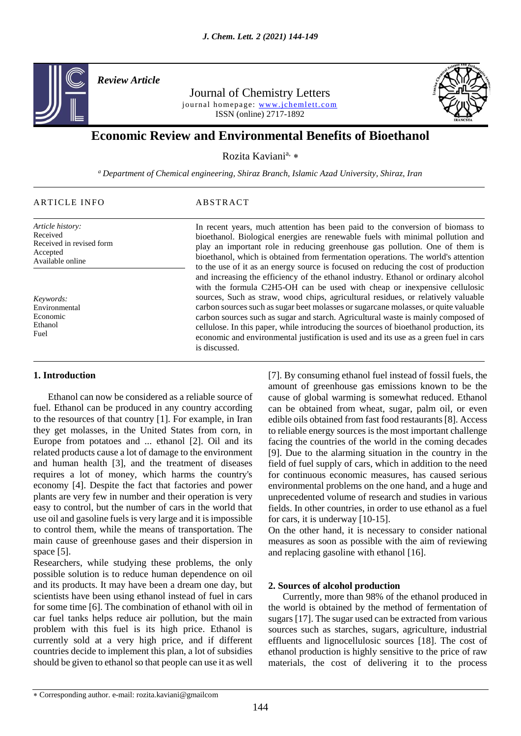*Review Article*

Journal of Chemistry Letters

journal homepage: www.jchemlett.com

ISSN (online) 2717-1892

# Economic Review and Environmental Benefits of Bioethanol

Rozita Kaviani[a, ∗]

[a] *Department of Chemical engineering, Shiraz Branch, Islamic Azad University, Shiraz, Iran*

## ARTICLE INFO

*Article history:*
Received
Received in revised form
Accepted
Available online

*Keywords:*
Environmental
Economic
Ethanol
Fuel

## ABSTRACT

In recent years, much attention has been paid to the conversion of biomass to bioethanol. Biological energies are renewable fuels with minimal pollution and play an important role in reducing greenhouse gas pollution. One of them is bioethanol, which is obtained from fermentation operations. The world's attention to the use of it as an energy source is focused on reducing the cost of production and increasing the efficiency of the ethanol industry. Ethanol or ordinary alcohol with the formula $C_2H_5$-OH can be used with cheap or inexpensive cellulosic sources, Such as straw, wood chips, agricultural residues, or relatively valuable carbon sources such as sugar beet molasses or sugarcane molasses, or quite valuable carbon sources such as sugar and starch. Agricultural waste is mainly composed of cellulose. In this paper, while introducing the sources of bioethanol production, its economic and environmental justification is used and its use as a green fuel in cars is discussed.

## 1. Introduction

Ethanol can now be considered as a reliable source of fuel. Ethanol can be produced in any country according to the resources of that country [1]. For example, in Iran they get molasses, in the United States from corn, in Europe from potatoes and ... ethanol [2]. Oil and its related products cause a lot of damage to the environment and human health [3], and the treatment of diseases requires a lot of money, which harms the country's economy [4]. Despite the fact that factories and power plants are very few in number and their operation is very easy to control, but the number of cars in the world that use oil and gasoline fuels is very large and it is impossible to control them, while the means of transportation. The main cause of greenhouse gases and their dispersion in space [5].

Researchers, while studying these problems, the only possible solution is to reduce human dependence on oil and its products. It may have been a dream one day, but scientists have been using ethanol instead of fuel in cars for some time [6]. The combination of ethanol with oil in car fuel tanks helps reduce air pollution, but the main problem with this fuel is its high price. Ethanol is currently sold at a very high price, and if different countries decide to implement this plan, a lot of subsidies should be given to ethanol so that people can use it as well [7]. By consuming ethanol fuel instead of fossil fuels, the amount of greenhouse gas emissions known to be the cause of global warming is somewhat reduced. Ethanol can be obtained from wheat, sugar, palm oil, or even edible oils obtained from fast food restaurants [8]. Access to reliable energy sources is the most important challenge facing the countries of the world in the coming decades [9]. Due to the alarming situation in the country in the field of fuel supply of cars, which in addition to the need for continuous economic measures, has caused serious environmental problems on the one hand, and a huge and unprecedented volume of research and studies in various fields. In other countries, in order to use ethanol as a fuel for cars, it is underway [10-15].

On the other hand, it is necessary to consider national measures as soon as possible with the aim of reviewing and replacing gasoline with ethanol [16].

## 2. Sources of alcohol production

Currently, more than 98% of the ethanol produced in the world is obtained by the method of fermentation of sugars [17]. The sugar used can be extracted from various sources such as starches, sugars, agriculture, industrial effluents and lignocellulosic sources [18]. The cost of ethanol production is highly sensitive to the price of raw materials, the cost of delivering it to the process

∗ Corresponding author. e-mail: rozita.kaviani@gmailcom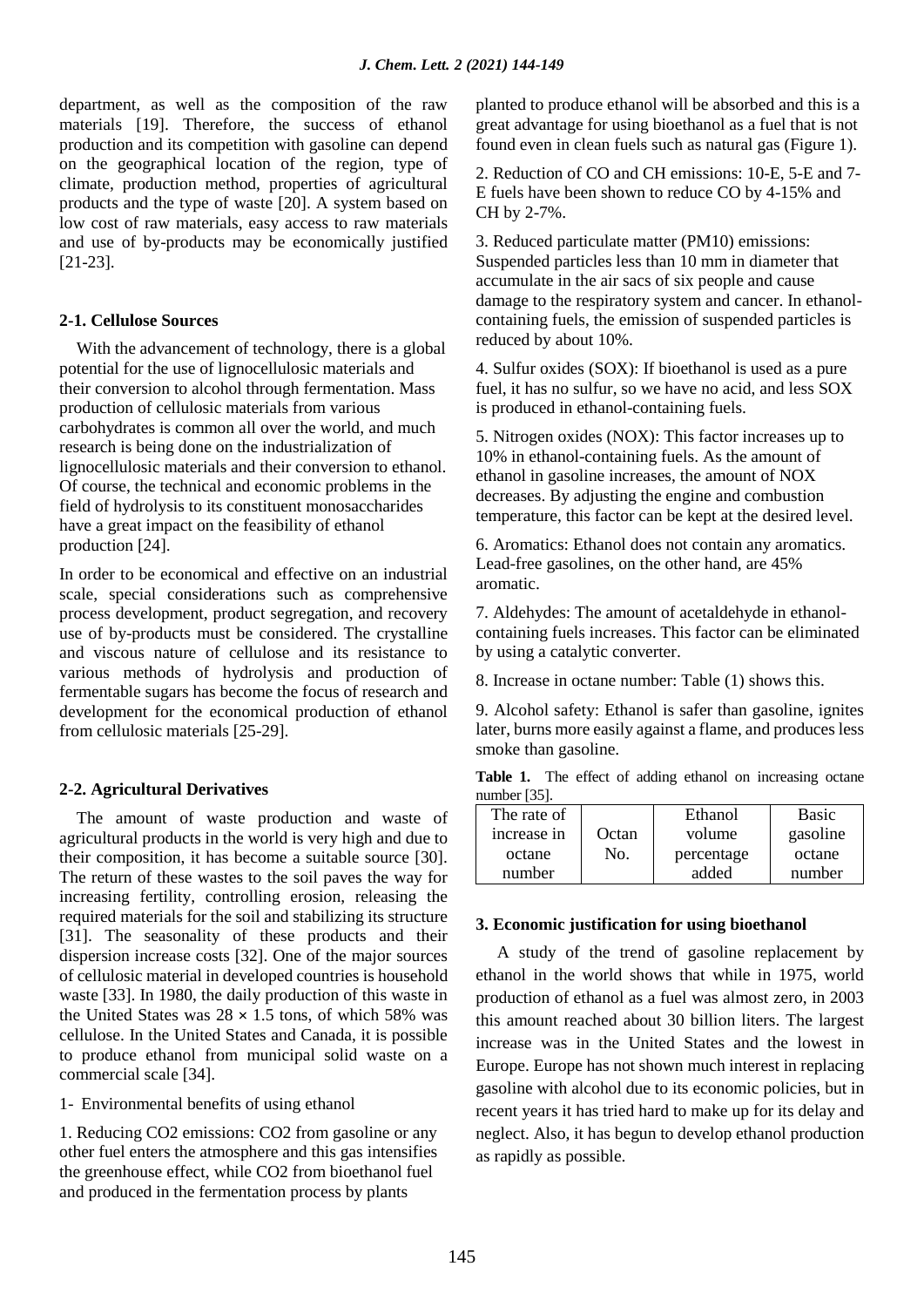department, as well as the composition of the raw materials [19]. Therefore, the success of ethanol production and its competition with gasoline can depend on the geographical location of the region, type of climate, production method, properties of agricultural products and the type of waste [20]. A system based on low cost of raw materials, easy access to raw materials and use of by-products may be economically justified [21-23].

### 2-1. Cellulose Sources

With the advancement of technology, there is a global potential for the use of lignocellulosic materials and their conversion to alcohol through fermentation. Mass production of cellulosic materials from various carbohydrates is common all over the world, and much research is being done on the industrialization of lignocellulosic materials and their conversion to ethanol. Of course, the technical and economic problems in the field of hydrolysis to its constituent monosaccharides have a great impact on the feasibility of ethanol production [24].

In order to be economical and effective on an industrial scale, special considerations such as comprehensive process development, product segregation, and recovery use of by-products must be considered. The crystalline and viscous nature of cellulose and its resistance to various methods of hydrolysis and production of fermentable sugars has become the focus of research and development for the economical production of ethanol from cellulosic materials [25-29].

### 2-2. Agricultural Derivatives

The amount of waste production and waste of agricultural products in the world is very high and due to their composition, it has become a suitable source [30]. The return of these wastes to the soil paves the way for increasing fertility, controlling erosion, releasing the required materials for the soil and stabilizing its structure [31]. The seasonality of these products and their dispersion increase costs [32]. One of the major sources of cellulosic material in developed countries is household waste [33]. In 1980, the daily production of this waste in the United States was $28 \times 1.5$ tons, of which 58% was cellulose. In the United States and Canada, it is possible to produce ethanol from municipal solid waste on a commercial scale [34].

1- Environmental benefits of using ethanol

1. Reducing $CO_2$ emissions: $CO_2$ from gasoline or any other fuel enters the atmosphere and this gas intensifies the greenhouse effect, while $CO_2$ from bioethanol fuel and produced in the fermentation process by plants planted to produce ethanol will be absorbed and this is a great advantage for using bioethanol as a fuel that is not found even in clean fuels such as natural gas (Figure 1).

2. Reduction of CO and CH emissions: 10-E, 5-E and 7-E fuels have been shown to reduce CO by 4-15% and CH by 2-7%.

3. Reduced particulate matter (PM10) emissions: Suspended particles less than 10 mm in diameter that accumulate in the air sacs of six people and cause damage to the respiratory system and cancer. In ethanol-containing fuels, the emission of suspended particles is reduced by about 10%.

4. Sulfur oxides (SOX): If bioethanol is used as a pure fuel, it has no sulfur, so we have no acid, and less SOX is produced in ethanol-containing fuels.

5. Nitrogen oxides (NOX): This factor increases up to 10% in ethanol-containing fuels. As the amount of ethanol in gasoline increases, the amount of NOX decreases. By adjusting the engine and combustion temperature, this factor can be kept at the desired level.

6. Aromatics: Ethanol does not contain any aromatics. Lead-free gasolines, on the other hand, are 45% aromatic.

7. Aldehydes: The amount of acetaldehyde in ethanol-containing fuels increases. This factor can be eliminated by using a catalytic converter.

8. Increase in octane number: Table (1) shows this.

9. Alcohol safety: Ethanol is safer than gasoline, ignites later, burns more easily against a flame, and produces less smoke than gasoline.

**Table 1.** The effect of adding ethanol on increasing octane number [35].

| The rate of increase in octane number | Octan No. | Ethanol volume percentage added | Basic gasoline octane number |
|---|---|---|---|

### 3. Economic justification for using bioethanol

A study of the trend of gasoline replacement by ethanol in the world shows that while in 1975, world production of ethanol as a fuel was almost zero, in 2003 this amount reached about 30 billion liters. The largest increase was in the United States and the lowest in Europe. Europe has not shown much interest in replacing gasoline with alcohol due to its economic policies, but in recent years it has tried hard to make up for its delay and neglect. Also, it has begun to develop ethanol production as rapidly as possible.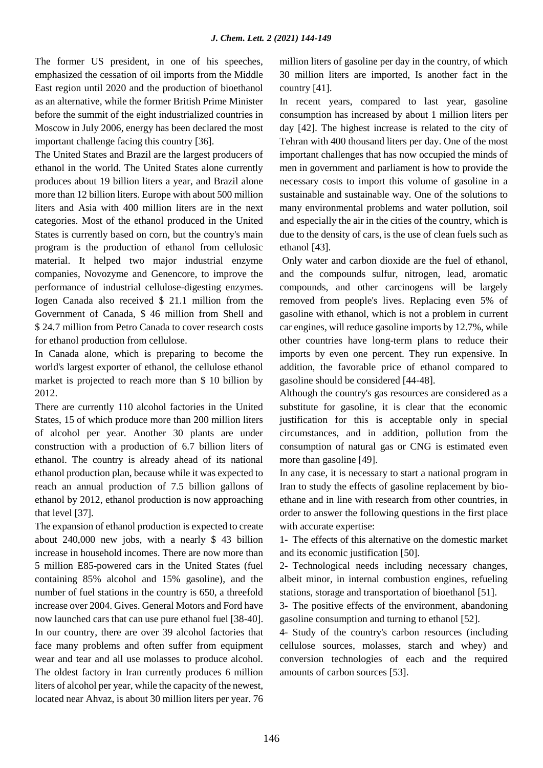The former US president, in one of his speeches, emphasized the cessation of oil imports from the Middle East region until 2020 and the production of bioethanol as an alternative, while the former British Prime Minister before the summit of the eight industrialized countries in Moscow in July 2006, energy has been declared the most important challenge facing this country [36].

The United States and Brazil are the largest producers of ethanol in the world. The United States alone currently produces about 19 billion liters a year, and Brazil alone more than 12 billion liters. Europe with about 500 million liters and Asia with 400 million liters are in the next categories. Most of the ethanol produced in the United States is currently based on corn, but the country's main program is the production of ethanol from cellulosic material. It helped two major industrial enzyme companies, Novozyme and Genencore, to improve the performance of industrial cellulose-digesting enzymes. Iogen Canada also received $ 21.1 million from the Government of Canada, $ 46 million from Shell and $ 24.7 million from Petro Canada to cover research costs for ethanol production from cellulose.

In Canada alone, which is preparing to become the world's largest exporter of ethanol, the cellulose ethanol market is projected to reach more than $ 10 billion by 2012.

There are currently 110 alcohol factories in the United States, 15 of which produce more than 200 million liters of alcohol per year. Another 30 plants are under construction with a production of 6.7 billion liters of ethanol. The country is already ahead of its national ethanol production plan, because while it was expected to reach an annual production of 7.5 billion gallons of ethanol by 2012, ethanol production is now approaching that level [37].

The expansion of ethanol production is expected to create about 240,000 new jobs, with a nearly $ 43 billion increase in household incomes. There are now more than 5 million E85-powered cars in the United States (fuel containing 85% alcohol and 15% gasoline), and the number of fuel stations in the country is 650, a threefold increase over 2004. Gives. General Motors and Ford have now launched cars that can use pure ethanol fuel [38-40].

In our country, there are over 39 alcohol factories that face many problems and often suffer from equipment wear and tear and all use molasses to produce alcohol. The oldest factory in Iran currently produces 6 million liters of alcohol per year, while the capacity of the newest, located near Ahvaz, is about 30 million liters per year. 76 million liters of gasoline per day in the country, of which 30 million liters are imported, Is another fact in the country [41].

In recent years, compared to last year, gasoline consumption has increased by about 1 million liters per day [42]. The highest increase is related to the city of Tehran with 400 thousand liters per day. One of the most important challenges that has now occupied the minds of men in government and parliament is how to provide the necessary costs to import this volume of gasoline in a sustainable and sustainable way. One of the solutions to many environmental problems and water pollution, soil and especially the air in the cities of the country, which is due to the density of cars, is the use of clean fuels such as ethanol [43].

Only water and carbon dioxide are the fuel of ethanol, and the compounds sulfur, nitrogen, lead, aromatic compounds, and other carcinogens will be largely removed from people's lives. Replacing even 5% of gasoline with ethanol, which is not a problem in current car engines, will reduce gasoline imports by 12.7%, while other countries have long-term plans to reduce their imports by even one percent. They run expensive. In addition, the favorable price of ethanol compared to gasoline should be considered [44-48].

Although the country's gas resources are considered as a substitute for gasoline, it is clear that the economic justification for this is acceptable only in special circumstances, and in addition, pollution from the consumption of natural gas or CNG is estimated even more than gasoline [49].

In any case, it is necessary to start a national program in Iran to study the effects of gasoline replacement by bio-ethane and in line with research from other countries, in order to answer the following questions in the first place with accurate expertise:

1- The effects of this alternative on the domestic market and its economic justification [50].

2- Technological needs including necessary changes, albeit minor, in internal combustion engines, refueling stations, storage and transportation of bioethanol [51].

3- The positive effects of the environment, abandoning gasoline consumption and turning to ethanol [52].

4- Study of the country's carbon resources (including cellulose sources, molasses, starch and whey) and conversion technologies of each and the required amounts of carbon sources [53].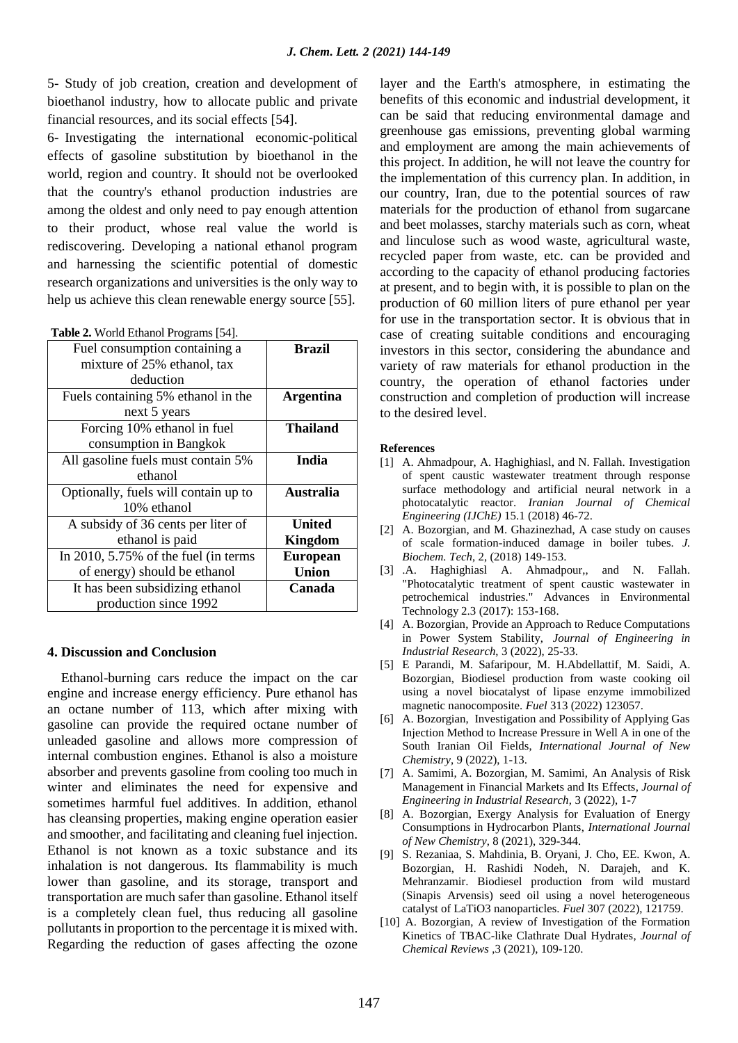5- Study of job creation, creation and development of bioethanol industry, how to allocate public and private financial resources, and its social effects [54].

6- Investigating the international economic-political effects of gasoline substitution by bioethanol in the world, region and country. It should not be overlooked that the country's ethanol production industries are among the oldest and only need to pay enough attention to their product, whose real value the world is rediscovering. Developing a national ethanol program and harnessing the scientific potential of domestic research organizations and universities is the only way to help us achieve this clean renewable energy source [55].

**Table 2.** World Ethanol Programs [54].

| | |
|---|---|
| Fuel consumption containing a mixture of 25% ethanol, tax deduction | **Brazil** |
| Fuels containing 5% ethanol in the next 5 years | **Argentina** |
| Forcing 10% ethanol in fuel consumption in Bangkok | **Thailand** |
| All gasoline fuels must contain 5% ethanol | **India** |
| Optionally, fuels will contain up to 10% ethanol | **Australia** |
| A subsidy of 36 cents per liter of ethanol is paid | **United Kingdom** |
| In 2010, 5.75% of the fuel (in terms of energy) should be ethanol | **European Union** |
| It has been subsidizing ethanol production since 1992 | **Canada** |

## 4. Discussion and Conclusion

Ethanol-burning cars reduce the impact on the car engine and increase energy efficiency. Pure ethanol has an octane number of 113, which after mixing with gasoline can provide the required octane number of unleaded gasoline and allows more compression of internal combustion engines. Ethanol is also a moisture absorber and prevents gasoline from cooling too much in winter and eliminates the need for expensive and sometimes harmful fuel additives. In addition, ethanol has cleansing properties, making engine operation easier and smoother, and facilitating and cleaning fuel injection. Ethanol is not known as a toxic substance and its inhalation is not dangerous. Its flammability is much lower than gasoline, and its storage, transport and transportation are much safer than gasoline. Ethanol itself is a completely clean fuel, thus reducing all gasoline pollutants in proportion to the percentage it is mixed with. Regarding the reduction of gases affecting the ozone layer and the Earth's atmosphere, in estimating the benefits of this economic and industrial development, it can be said that reducing environmental damage and greenhouse gas emissions, preventing global warming and employment are among the main achievements of this project. In addition, he will not leave the country for the implementation of this currency plan. In addition, in our country, Iran, due to the potential sources of raw materials for the production of ethanol from sugarcane and beet molasses, starchy materials such as corn, wheat and linculose such as wood waste, agricultural waste, recycled paper from waste, etc. can be provided and according to the capacity of ethanol producing factories at present, and to begin with, it is possible to plan on the production of 60 million liters of pure ethanol per year for use in the transportation sector. It is obvious that in case of creating suitable conditions and encouraging investors in this sector, considering the abundance and variety of raw materials for ethanol production in the country, the operation of ethanol factories under construction and completion of production will increase to the desired level.

**References**

[1] A. Ahmadpour, A. Haghighiasl, and N. Fallah. Investigation of spent caustic wastewater treatment through response surface methodology and artificial neural network in a photocatalytic reactor. *Iranian Journal of Chemical Engineering (IJChE)* 15.1 (2018) 46-72.

[2] A. Bozorgian, and M. Ghazinezhad, A case study on causes of scale formation-induced damage in boiler tubes. *J. Biochem. Tech*, 2, (2018) 149-153.

[3] .A. Haghighiasl A. Ahmadpour,, and N. Fallah. "Photocatalytic treatment of spent caustic wastewater in petrochemical industries." Advances in Environmental Technology 2.3 (2017): 153-168.

[4] A. Bozorgian, Provide an Approach to Reduce Computations in Power System Stability, *Journal of Engineering in Industrial Research*, 3 (2022), 25-33.

[5] E Parandi, M. Safaripour, M. H.Abdellattif, M. Saidi, A. Bozorgian, Biodiesel production from waste cooking oil using a novel biocatalyst of lipase enzyme immobilized magnetic nanocomposite. *Fuel* 313 (2022) 123057.

[6] A. Bozorgian, Investigation and Possibility of Applying Gas Injection Method to Increase Pressure in Well A in one of the South Iranian Oil Fields, *International Journal of New Chemistry*, 9 (2022), 1-13.

[7] A. Samimi, A. Bozorgian, M. Samimi, An Analysis of Risk Management in Financial Markets and Its Effects, *Journal of Engineering in Industrial Research*, 3 (2022), 1-7

[8] A. Bozorgian, Exergy Analysis for Evaluation of Energy Consumptions in Hydrocarbon Plants, *International Journal of New Chemistry*, 8 (2021), 329-344.

[9] S. Rezaniaa, S. Mahdinia, B. Oryani, J. Cho, EE. Kwon, A. Bozorgian, H. Rashidi Nodeh, N. Darajeh, and K. Mehranzamir. Biodiesel production from wild mustard (Sinapis Arvensis) seed oil using a novel heterogeneous catalyst of LaTiO3 nanoparticles. *Fuel* 307 (2022), 121759.

[10] A. Bozorgian, A review of Investigation of the Formation Kinetics of TBAC-like Clathrate Dual Hydrates, *Journal of Chemical Reviews* ,3 (2021), 109-120.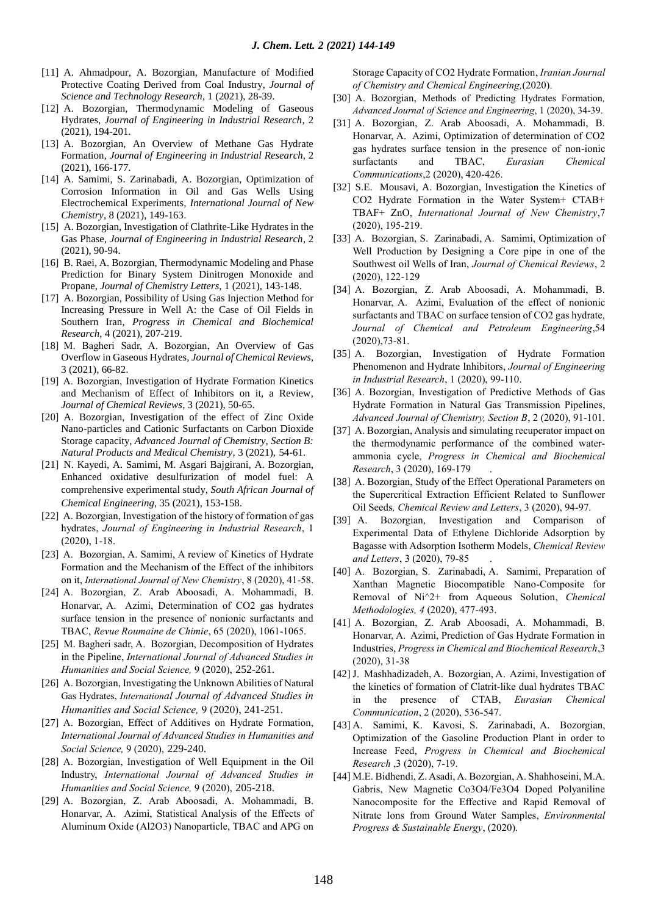[11] A. Ahmadpour, A. Bozorgian, Manufacture of Modified Protective Coating Derived from Coal Industry, *Journal of Science and Technology Research*, 1 (2021), 28-39.

[12] A. Bozorgian, Thermodynamic Modeling of Gaseous Hydrates, *Journal of Engineering in Industrial Research*, 2 (2021), 194-201.

[13] A. Bozorgian, An Overview of Methane Gas Hydrate Formation, *Journal of Engineering in Industrial Research*, 2 (2021), 166-177.

[14] A. Samimi, S. Zarinabadi, A. Bozorgian, Optimization of Corrosion Information in Oil and Gas Wells Using Electrochemical Experiments, *International Journal of New Chemistry*, 8 (2021), 149-163.

[15] A. Bozorgian, Investigation of Clathrite-Like Hydrates in the Gas Phase, *Journal of Engineering in Industrial Research*, 2 (2021), 90-94.

[16] B. Raei, A. Bozorgian, Thermodynamic Modeling and Phase Prediction for Binary System Dinitrogen Monoxide and Propane, *Journal of Chemistry Letters*, 1 (2021), 143-148.

[17] A. Bozorgian, Possibility of Using Gas Injection Method for Increasing Pressure in Well A: the Case of Oil Fields in Southern Iran, *Progress in Chemical and Biochemical Research*, 4 (2021), 207-219.

[18] M. Bagheri Sadr, A. Bozorgian, An Overview of Gas Overflow in Gaseous Hydrates, *Journal of Chemical Reviews*, 3 (2021), 66-82.

[19] A. Bozorgian, Investigation of Hydrate Formation Kinetics and Mechanism of Effect of Inhibitors on it, a Review, *Journal of Chemical Reviews*, 3 (2021), 50-65.

[20] A. Bozorgian, Investigation of the effect of Zinc Oxide Nano-particles and Cationic Surfactants on Carbon Dioxide Storage capacity, *Advanced Journal of Chemistry, Section B: Natural Products and Medical Chemistry*, 3 (2021), 54-61.

[21] N. Kayedi, A. Samimi, M. Asgari Bajgirani, A. Bozorgian, Enhanced oxidative desulfurization of model fuel: A comprehensive experimental study, *South African Journal of Chemical Engineering*, 35 (2021), 153-158.

[22] A. Bozorgian, Investigation of the history of formation of gas hydrates, *Journal of Engineering in Industrial Research*, 1 (2020), 1-18.

[23] A. Bozorgian, A. Samimi, A review of Kinetics of Hydrate Formation and the Mechanism of the Effect of the inhibitors on it, *International Journal of New Chemistry*, 8 (2020), 41-58.

[24] A. Bozorgian, Z. Arab Aboosadi, A. Mohammadi, B. Honarvar, A. Azimi, Determination of CO2 gas hydrates surface tension in the presence of nonionic surfactants and TBAC, *Revue Roumaine de Chimie*, 65 (2020), 1061-1065.

[25] M. Bagheri sadr, A. Bozorgian, Decomposition of Hydrates in the Pipeline, *International Journal of Advanced Studies in Humanities and Social Science,* 9 (2020), 252-261.

[26] A. Bozorgian, Investigating the Unknown Abilities of Natural Gas Hydrates, *International Journal of Advanced Studies in Humanities and Social Science,* 9 (2020), 241-251.

[27] A. Bozorgian, Effect of Additives on Hydrate Formation, *International Journal of Advanced Studies in Humanities and Social Science,* 9 (2020), 229-240.

[28] A. Bozorgian, Investigation of Well Equipment in the Oil Industry, *International Journal of Advanced Studies in Humanities and Social Science,* 9 (2020), 205-218.

[29] A. Bozorgian, Z. Arab Aboosadi, A. Mohammadi, B. Honarvar, A. Azimi, Statistical Analysis of the Effects of Aluminum Oxide (Al2O3) Nanoparticle, TBAC and APG on Storage Capacity of CO2 Hydrate Formation, *Iranian Journal of Chemistry and Chemical Engineering,*(2020).

[30] A. Bozorgian, Methods of Predicting Hydrates Formation*, Advanced Journal of Science and Engineering*, 1 (2020), 34-39.

[31] A. Bozorgian, Z. Arab Aboosadi, A. Mohammadi, B. Honarvar, A. Azimi, Optimization of determination of CO2 gas hydrates surface tension in the presence of non-ionic surfactants and TBAC, *Eurasian Chemical Communications*,2 (2020), 420-426.

[32] S.E. Mousavi, A. Bozorgian, Investigation the Kinetics of CO2 Hydrate Formation in the Water System+ CTAB+ TBAF+ ZnO, *International Journal of New Chemistry*,7 (2020), 195-219.

[33] A. Bozorgian, S. Zarinabadi, A. Samimi, Optimization of Well Production by Designing a Core pipe in one of the Southwest oil Wells of Iran, *Journal of Chemical Reviews*, 2 (2020), 122-129

[34] A. Bozorgian, Z. Arab Aboosadi, A. Mohammadi, B. Honarvar, A. Azimi, Evaluation of the effect of nonionic surfactants and TBAC on surface tension of CO2 gas hydrate, *Journal of Chemical and Petroleum Engineering*,54 (2020),73-81.

[35] A. Bozorgian, Investigation of Hydrate Formation Phenomenon and Hydrate Inhibitors, *Journal of Engineering in Industrial Research*, 1 (2020), 99-110.

[36] A. Bozorgian, Investigation of Predictive Methods of Gas Hydrate Formation in Natural Gas Transmission Pipelines, *Advanced Journal of Chemistry, Section B*, 2 (2020), 91-101.

[37] A. Bozorgian, Analysis and simulating recuperator impact on the thermodynamic performance of the combined water-ammonia cycle, *Progress in Chemical and Biochemical Research*, 3 (2020), 169-179.

[38] A. Bozorgian, Study of the Effect Operational Parameters on the Supercritical Extraction Efficient Related to Sunflower Oil Seeds*, Chemical Review and Letters*, 3 (2020), 94-97.

[39] A. Bozorgian, Investigation and Comparison of Experimental Data of Ethylene Dichloride Adsorption by Bagasse with Adsorption Isotherm Models, *Chemical Review and Letters*, 3 (2020), 79-85.

[40] A. Bozorgian, S. Zarinabadi, A. Samimi, Preparation of Xanthan Magnetic Biocompatible Nano-Composite for Removal of Ni^2+ from Aqueous Solution, *Chemical Methodologies, 4* (2020), 477-493.

[41] A. Bozorgian, Z. Arab Aboosadi, A. Mohammadi, B. Honarvar, A. Azimi, Prediction of Gas Hydrate Formation in Industries, *Progress in Chemical and Biochemical Research*,3 (2020), 31-38

[42] J. Mashhadizadeh, A. Bozorgian, A. Azimi, Investigation of the kinetics of formation of Clatrit-like dual hydrates TBAC in the presence of CTAB, *Eurasian Chemical Communication*, 2 (2020), 536-547.

[43] A. Samimi, K. Kavosi, S. Zarinabadi, A. Bozorgian, Optimization of the Gasoline Production Plant in order to Increase Feed, *Progress in Chemical and Biochemical Research* ,3 (2020), 7-19.

[44] M.E. Bidhendi, Z. Asadi, A. Bozorgian, A. Shahhoseini, M.A. Gabris, New Magnetic Co3O4/Fe3O4 Doped Polyaniline Nanocomposite for the Effective and Rapid Removal of Nitrate Ions from Ground Water Samples, *Environmental Progress & Sustainable Energy*, (2020).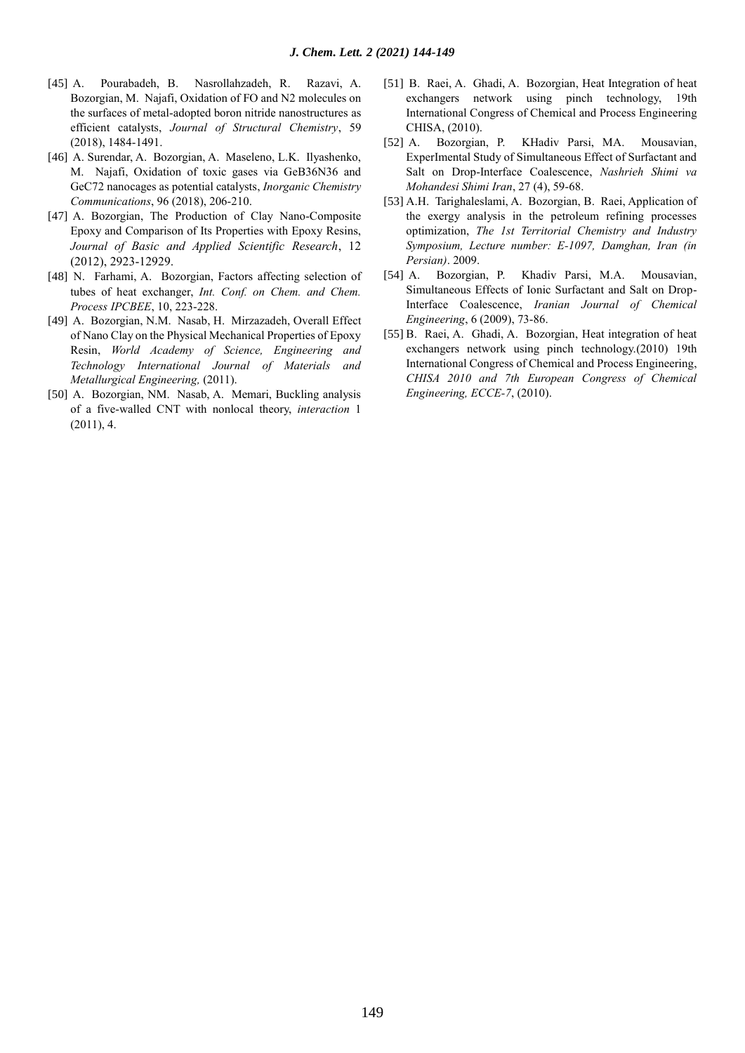[45] A. Pourabadeh, B. Nasrollahzadeh, R. Razavi, A. Bozorgian, M. Najafi, Oxidation of FO and N2 molecules on the surfaces of metal-adopted boron nitride nanostructures as efficient catalysts, *Journal of Structural Chemistry*, 59 (2018), 1484-1491.

[46] A. Surendar, A. Bozorgian, A. Maseleno, L.K. Ilyashenko, M. Najafi, Oxidation of toxic gases via GeB36N36 and GeC72 nanocages as potential catalysts, *Inorganic Chemistry Communications*, 96 (2018), 206-210.

[47] A. Bozorgian, The Production of Clay Nano-Composite Epoxy and Comparison of Its Properties with Epoxy Resins, *Journal of Basic and Applied Scientific Research*, 12 (2012), 2923-12929.

[48] N. Farhami, A. Bozorgian, Factors affecting selection of tubes of heat exchanger, *Int. Conf. on Chem. and Chem. Process IPCBEE*, 10, 223-228.

[49] A. Bozorgian, N.M. Nasab, H. Mirzazadeh, Overall Effect of Nano Clay on the Physical Mechanical Properties of Epoxy Resin, *World Academy of Science, Engineering and Technology International Journal of Materials and Metallurgical Engineering,* (2011).

[50] A. Bozorgian, NM. Nasab, A. Memari, Buckling analysis of a five-walled CNT with nonlocal theory, *interaction* 1 (2011), 4.

[51] B. Raei, A. Ghadi, A. Bozorgian, Heat Integration of heat exchangers network using pinch technology, 19th International Congress of Chemical and Process Engineering CHISA, (2010).

[52] A. Bozorgian, P. KHadiv Parsi, MA. Mousavian, ExperImental Study of Simultaneous Effect of Surfactant and Salt on Drop-Interface Coalescence, *Nashrieh Shimi va Mohandesi Shimi Iran*, 27 (4), 59-68.

[53] A.H. Tarighaleslami, A. Bozorgian, B. Raei, Application of the exergy analysis in the petroleum refining processes optimization, *The 1st Territorial Chemistry and Industry Symposium, Lecture number: E-1097, Damghan, Iran (in Persian)*. 2009.

[54] A. Bozorgian, P. Khadiv Parsi, M.A. Mousavian, Simultaneous Effects of Ionic Surfactant and Salt on Drop-Interface Coalescence, *Iranian Journal of Chemical Engineering*, 6 (2009), 73-86.

[55] B. Raei, A. Ghadi, A. Bozorgian, Heat integration of heat exchangers network using pinch technology.(2010) 19th International Congress of Chemical and Process Engineering, *CHISA 2010 and 7th European Congress of Chemical Engineering, ECCE-7*, (2010).